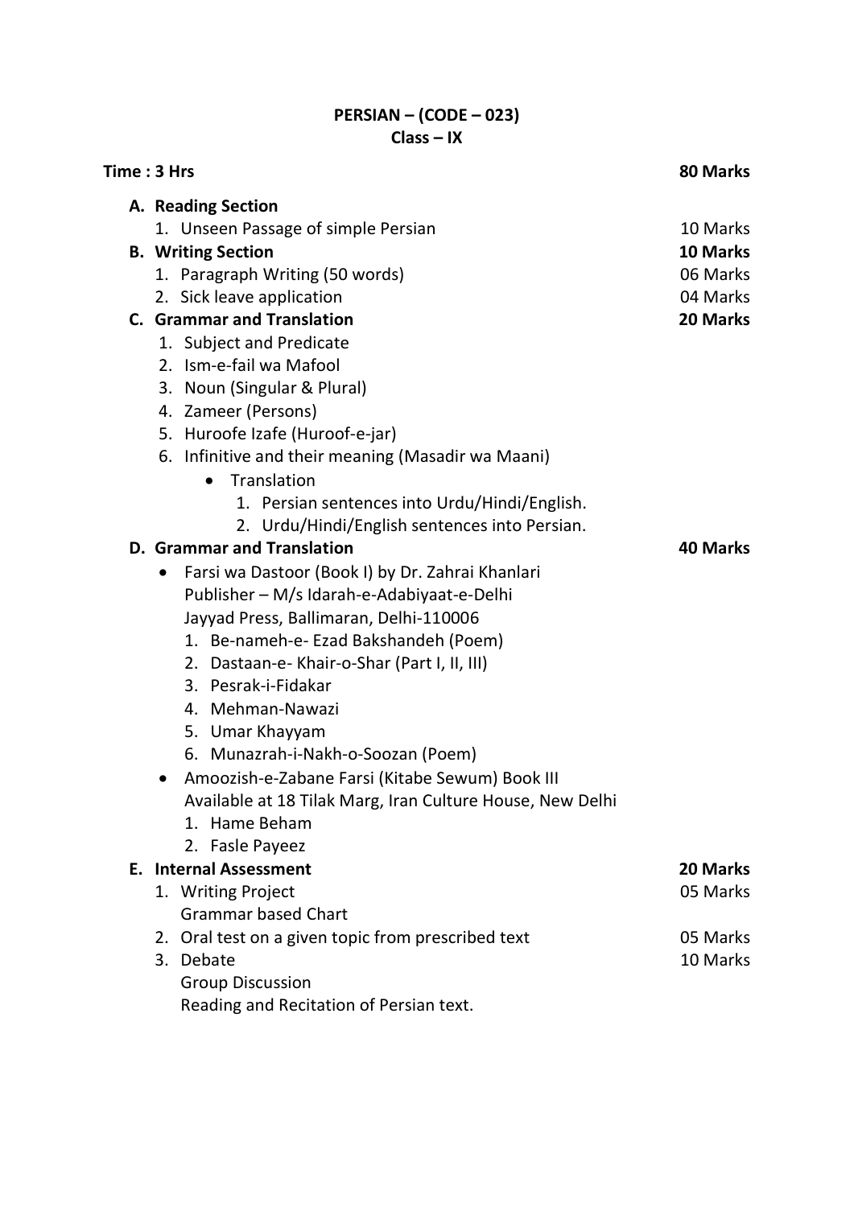# PERSIAN – (CODE – 023)
## Class – IX

**Time : 3 Hrs** **80 Marks**

**A. Reading Section**

1. Unseen Passage of simple Persian — 10 Marks

**B. Writing Section** — **10 Marks**

1. Paragraph Writing (50 words) — 06 Marks
2. Sick leave application — 04 Marks

**C. Grammar and Translation** — **20 Marks**

1. Subject and Predicate
2. Ism-e-fail wa Mafool
3. Noun (Singular & Plural)
4. Zameer (Persons)
5. Huroofe Izafe (Huroof-e-jar)
6. Infinitive and their meaning (Masadir wa Maani)
   - Translation
     1. Persian sentences into Urdu/Hindi/English.
     2. Urdu/Hindi/English sentences into Persian.

**D. Grammar and Translation** — **40 Marks**

- Farsi wa Dastoor (Book I) by Dr. Zahrai Khanlari
  Publisher – M/s Idarah-e-Adabiyaat-e-Delhi
  Jayyad Press, Ballimaran, Delhi-110006
  1. Be-nameh-e- Ezad Bakshandeh (Poem)
  2. Dastaan-e- Khair-o-Shar (Part I, II, III)
  3. Pesrak-i-Fidakar
  4. Mehman-Nawazi
  5. Umar Khayyam
  6. Munazrah-i-Nakh-o-Soozan (Poem)
- Amoozish-e-Zabane Farsi (Kitabe Sewum) Book III
  Available at 18 Tilak Marg, Iran Culture House, New Delhi
  1. Hame Beham
  2. Fasle Payeez

**E. Internal Assessment** — **20 Marks**

1. Writing Project — 05 Marks
   Grammar based Chart
2. Oral test on a given topic from prescribed text — 05 Marks
3. Debate — 10 Marks
   Group Discussion
   Reading and Recitation of Persian text.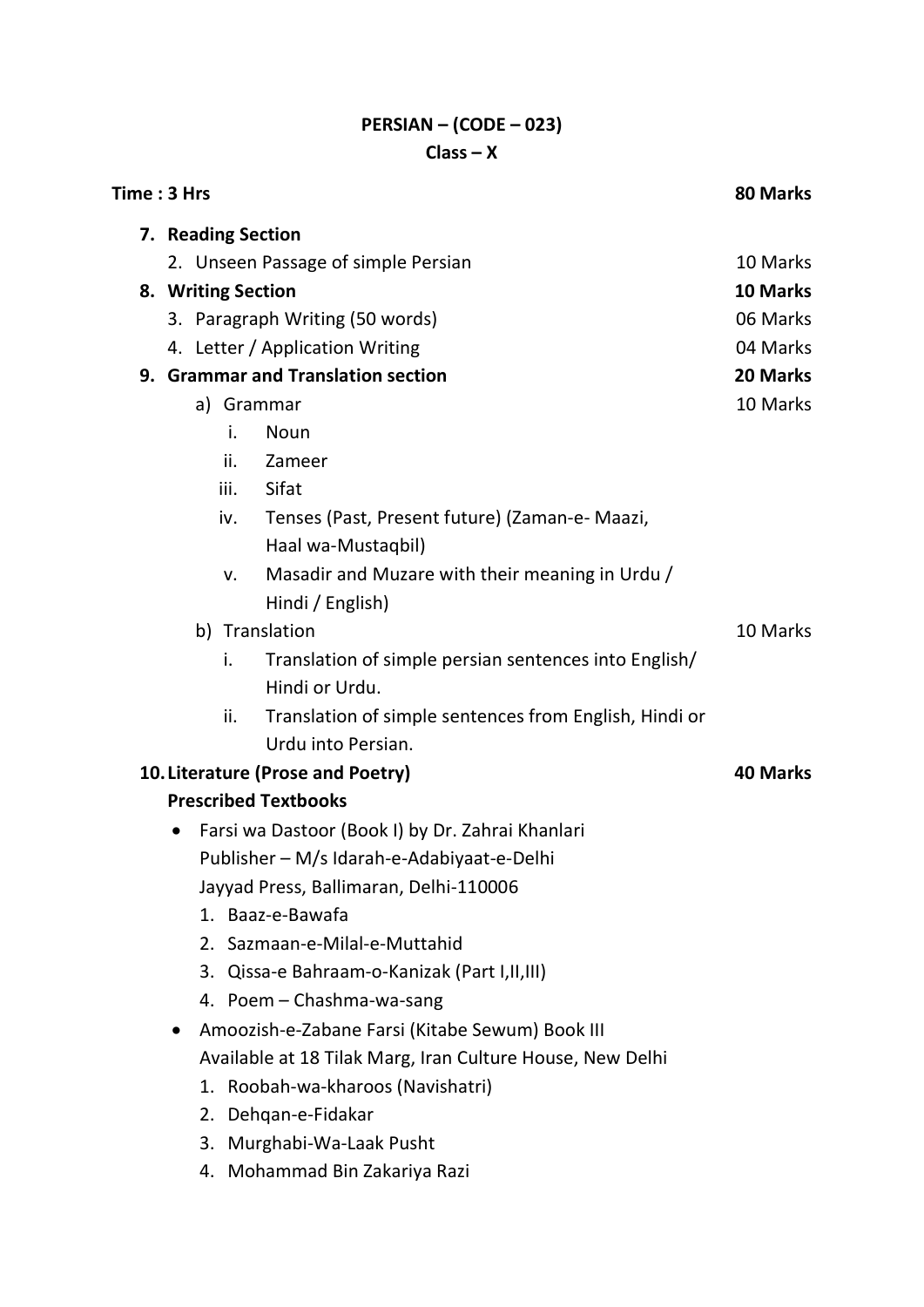**PERSIAN – (CODE – 023)**

**Class – X**

**Time : 3 Hrs** **80 Marks**

7. **Reading Section**
    2. Unseen Passage of simple Persian — 10 Marks
8. **Writing Section** — **10 Marks**
    3. Paragraph Writing (50 words) — 06 Marks
    4. Letter / Application Writing — 04 Marks
9. **Grammar and Translation section** — **20 Marks**
    a) Grammar — 10 Marks
        i. Noun
        ii. Zameer
        iii. Sifat
        iv. Tenses (Past, Present future) (Zaman-e- Maazi, Haal wa-Mustaqbil)
        v. Masadir and Muzare with their meaning in Urdu / Hindi / English)
    b) Translation — 10 Marks
        i. Translation of simple persian sentences into English/ Hindi or Urdu.
        ii. Translation of simple sentences from English, Hindi or Urdu into Persian.
10. **Literature (Prose and Poetry)** — **40 Marks**

    **Prescribed Textbooks**

    - Farsi wa Dastoor (Book I) by Dr. Zahrai Khanlari
      Publisher – M/s Idarah-e-Adabiyaat-e-Delhi
      Jayyad Press, Ballimaran, Delhi-110006
        1. Baaz-e-Bawafa
        2. Sazmaan-e-Milal-e-Muttahid
        3. Qissa-e Bahraam-o-Kanizak (Part I,II,III)
        4. Poem – Chashma-wa-sang
    - Amoozish-e-Zabane Farsi (Kitabe Sewum) Book III
      Available at 18 Tilak Marg, Iran Culture House, New Delhi
        1. Roobah-wa-kharoos (Navishatri)
        2. Dehqan-e-Fidakar
        3. Murghabi-Wa-Laak Pusht
        4. Mohammad Bin Zakariya Razi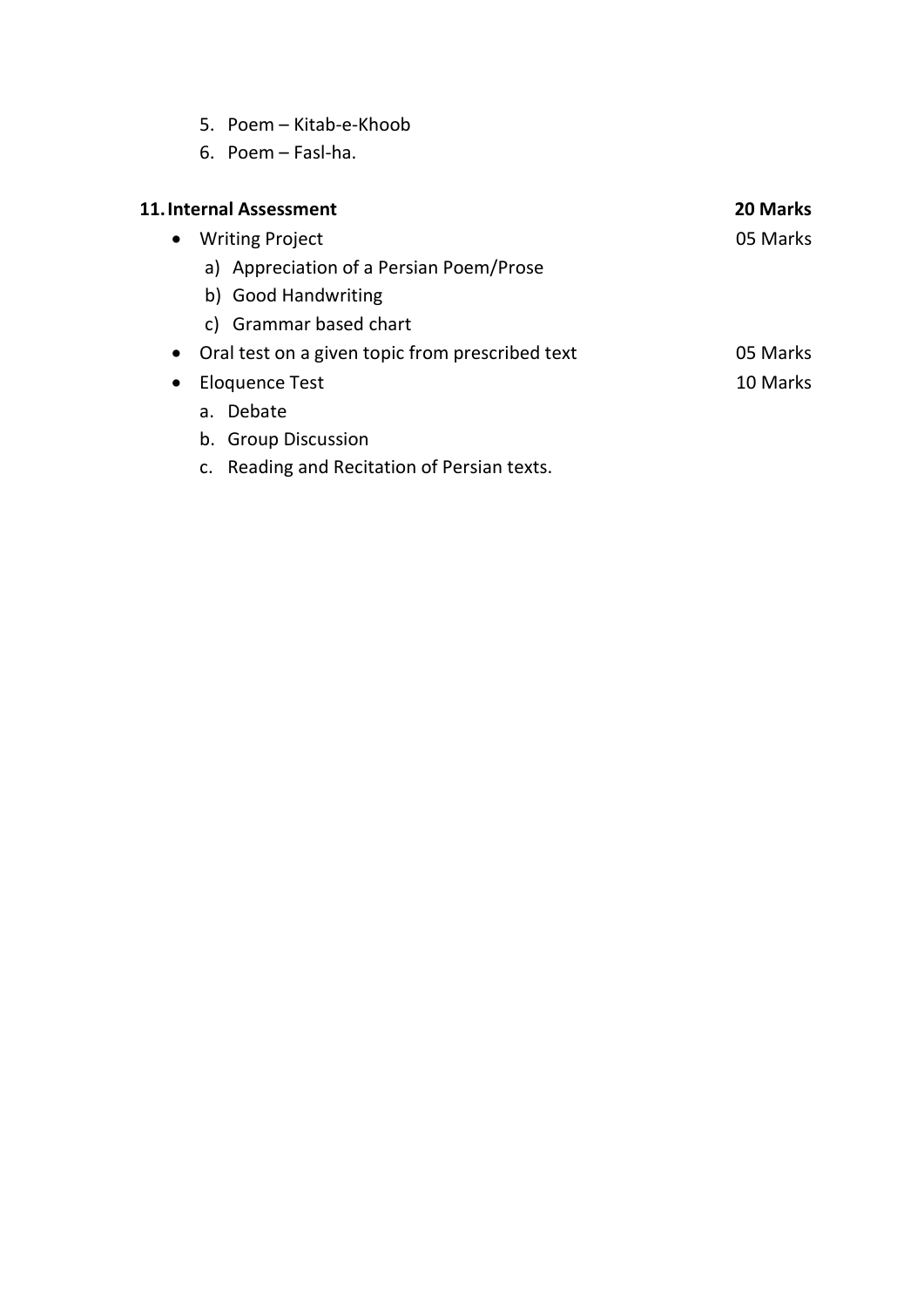5. Poem – Kitab-e-Khoob
6. Poem – Fasl-ha.

## 11. Internal Assessment — 20 Marks

- Writing Project — 05 Marks
  a) Appreciation of a Persian Poem/Prose
  b) Good Handwriting
  c) Grammar based chart
- Oral test on a given topic from prescribed text — 05 Marks
- Eloquence Test — 10 Marks
  a. Debate
  b. Group Discussion
  c. Reading and Recitation of Persian texts.